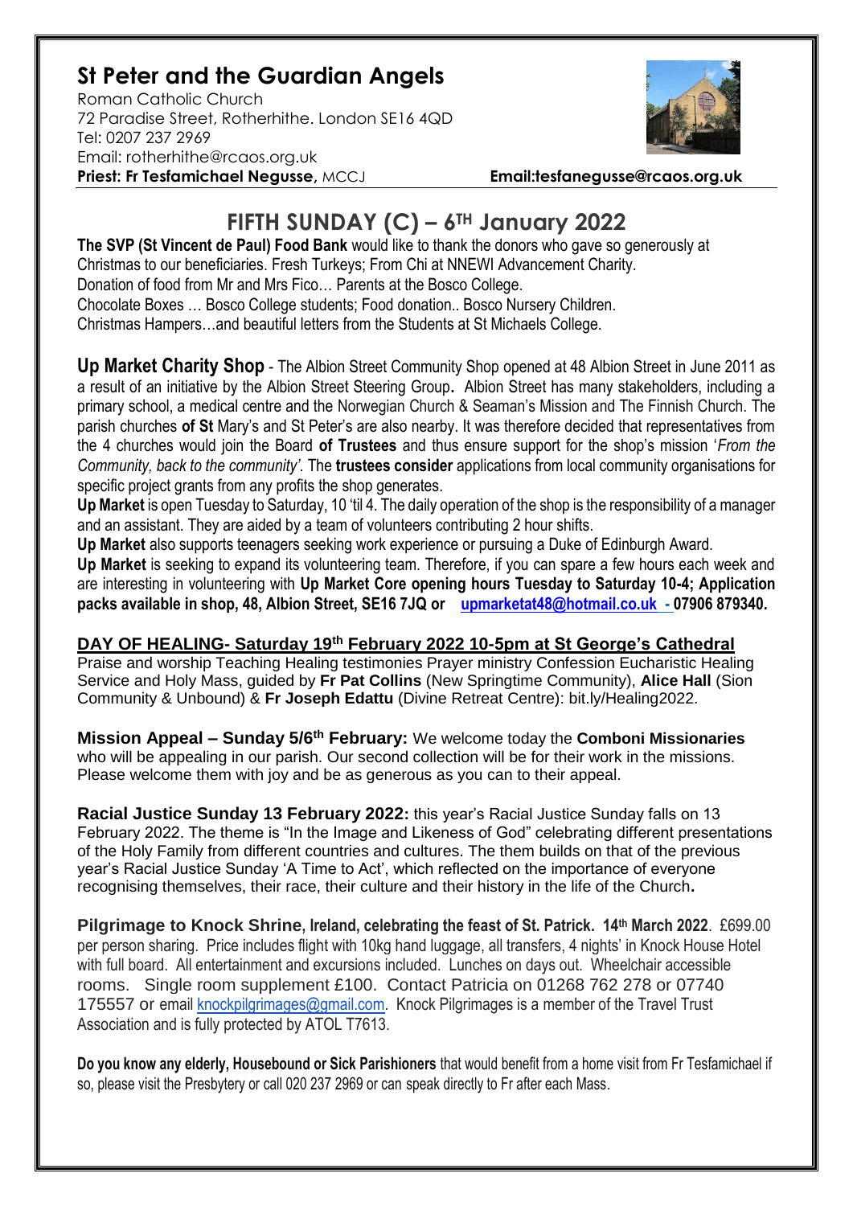# St Peter and the Guardian Angels

Roman Catholic Church
72 Paradise Street, Rotherhithe. London SE16 4QD
Tel: 0207 237 2969
Email: rotherhithe@rcaos.org.uk
**Priest: Fr Tesfamichael Negusse,** MCCJ **Email:tesfanegusse@rcaos.org.uk**

## FIFTH SUNDAY (C) – 6TH January 2022

**The SVP (St Vincent de Paul) Food Bank** would like to thank the donors who gave so generously at Christmas to our beneficiaries. Fresh Turkeys; From Chi at NNEWI Advancement Charity.
Donation of food from Mr and Mrs Fico… Parents at the Bosco College.
Chocolate Boxes … Bosco College students; Food donation.. Bosco Nursery Children.
Christmas Hampers…and beautiful letters from the Students at St Michaels College.

**Up Market Charity Shop** - The Albion Street Community Shop opened at 48 Albion Street in June 2011 as a result of an initiative by the Albion Street Steering Group**.** Albion Street has many stakeholders, including a primary school, a medical centre and the Norwegian Church & Seaman's Mission and The Finnish Church. The parish churches **of St** Mary's and St Peter's are also nearby. It was therefore decided that representatives from the 4 churches would join the Board **of Trustees** and thus ensure support for the shop's mission '*From the Community, back to the community'*. The **trustees consider** applications from local community organisations for specific project grants from any profits the shop generates.

**Up Market** is open Tuesday to Saturday, 10 'til 4. The daily operation of the shop is the responsibility of a manager and an assistant. They are aided by a team of volunteers contributing 2 hour shifts.

**Up Market** also supports teenagers seeking work experience or pursuing a Duke of Edinburgh Award.

**Up Market** is seeking to expand its volunteering team. Therefore, if you can spare a few hours each week and are interesting in volunteering with **Up Market Core opening hours Tuesday to Saturday 10-4; Application packs available in shop, 48, Albion Street, SE16 7JQ or upmarketat48@hotmail.co.uk - 07906 879340.**

**DAY OF HEALING- Saturday 19th February 2022 10-5pm at St George's Cathedral**

Praise and worship Teaching Healing testimonies Prayer ministry Confession Eucharistic Healing Service and Holy Mass, guided by **Fr Pat Collins** (New Springtime Community), **Alice Hall** (Sion Community & Unbound) & **Fr Joseph Edattu** (Divine Retreat Centre): bit.ly/Healing2022.

**Mission Appeal – Sunday 5/6th February:** We welcome today the **Comboni Missionaries** who will be appealing in our parish. Our second collection will be for their work in the missions. Please welcome them with joy and be as generous as you can to their appeal.

**Racial Justice Sunday 13 February 2022:** this year's Racial Justice Sunday falls on 13 February 2022. The theme is "In the Image and Likeness of God" celebrating different presentations of the Holy Family from different countries and cultures. The them builds on that of the previous year's Racial Justice Sunday 'A Time to Act', which reflected on the importance of everyone recognising themselves, their race, their culture and their history in the life of the Church**.**

**Pilgrimage to Knock Shrine, Ireland, celebrating the feast of St. Patrick. 14th March 2022**. £699.00 per person sharing. Price includes flight with 10kg hand luggage, all transfers, 4 nights' in Knock House Hotel with full board. All entertainment and excursions included. Lunches on days out. Wheelchair accessible rooms. Single room supplement £100. Contact Patricia on 01268 762 278 or 07740 175557 or email knockpilgrimages@gmail.com. Knock Pilgrimages is a member of the Travel Trust Association and is fully protected by ATOL T7613.

**Do you know any elderly, Housebound or Sick Parishioners** that would benefit from a home visit from Fr Tesfamichael if so, please visit the Presbytery or call 020 237 2969 or can speak directly to Fr after each Mass.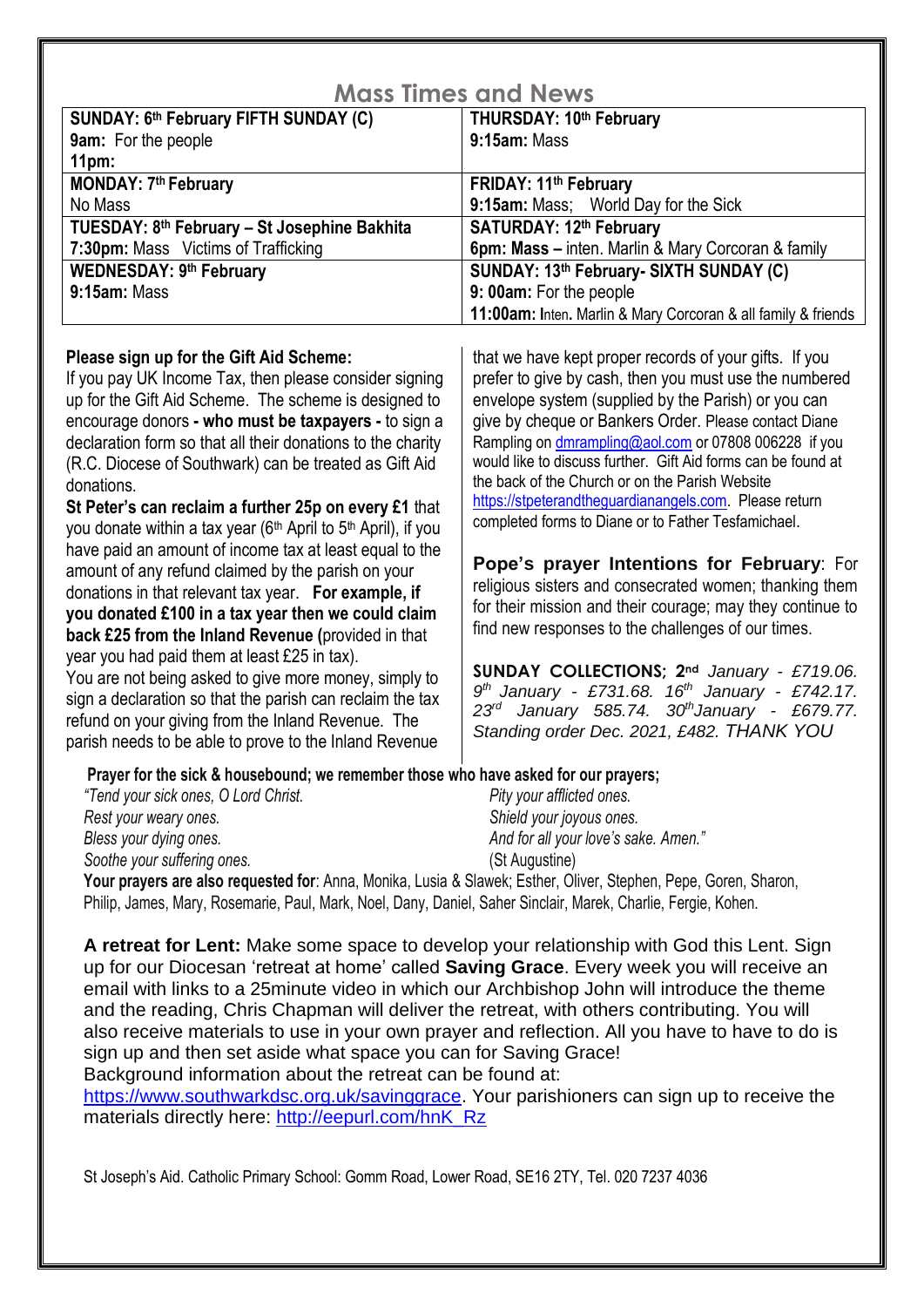## Mass Times and News

| | |
|---|---|
| **SUNDAY: 6th February FIFTH SUNDAY (C)**<br>**9am:** For the people<br>**11pm:** | **THURSDAY: 10th February**<br>**9:15am:** Mass |
| **MONDAY: 7th February**<br>No Mass | **FRIDAY: 11th February**<br>**9:15am:** Mass; World Day for the Sick |
| **TUESDAY: 8th February – St Josephine Bakhita**<br>**7:30pm:** Mass Victims of Trafficking | **SATURDAY: 12th February**<br>**6pm: Mass –** inten. Marlin & Mary Corcoran & family |
| **WEDNESDAY: 9th February**<br>**9:15am:** Mass | **SUNDAY: 13th February- SIXTH SUNDAY (C)**<br>**9: 00am:** For the people<br>**11:00am: I**nten**.** Marlin & Mary Corcoran & all family & friends |

**Please sign up for the Gift Aid Scheme:**
If you pay UK Income Tax, then please consider signing up for the Gift Aid Scheme. The scheme is designed to encourage donors **- who must be taxpayers -** to sign a declaration form so that all their donations to the charity (R.C. Diocese of Southwark) can be treated as Gift Aid donations.

**St Peter's can reclaim a further 25p on every £1** that you donate within a tax year (6th April to 5th April), if you have paid an amount of income tax at least equal to the amount of any refund claimed by the parish on your donations in that relevant tax year. **For example, if you donated £100 in a tax year then we could claim back £25 from the Inland Revenue (**provided in that year you had paid them at least £25 in tax).

You are not being asked to give more money, simply to sign a declaration so that the parish can reclaim the tax refund on your giving from the Inland Revenue. The parish needs to be able to prove to the Inland Revenue that we have kept proper records of your gifts. If you prefer to give by cash, then you must use the numbered envelope system (supplied by the Parish) or you can give by cheque or Bankers Order. Please contact Diane Rampling on dmrampling@aol.com or 07808 006228 if you would like to discuss further. Gift Aid forms can be found at the back of the Church or on the Parish Website https://stpeterandtheguardianangels.com. Please return completed forms to Diane or to Father Tesfamichael.

**Pope's prayer Intentions for February**: For religious sisters and consecrated women; thanking them for their mission and their courage; may they continue to find new responses to the challenges of our times.

**SUNDAY COLLECTIONS; 2nd** *January - £719.06. 9th January - £731.68. 16th January - £742.17. 23rd January 585.74. 30th January - £679.77. Standing order Dec. 2021, £482. THANK YOU*

**Prayer for the sick & housebound; we remember those who have asked for our prayers;**

*"Tend your sick ones, O Lord Christ.*
*Rest your weary ones.*
*Bless your dying ones.*
*Soothe your suffering ones.*
*Pity your afflicted ones.*
*Shield your joyous ones.*
*And for all your love's sake. Amen."*
(St Augustine)

**Your prayers are also requested for**: Anna, Monika, Lusia & Slawek; Esther, Oliver, Stephen, Pepe, Goren, Sharon, Philip, James, Mary, Rosemarie, Paul, Mark, Noel, Dany, Daniel, Saher Sinclair, Marek, Charlie, Fergie, Kohen.

**A retreat for Lent:** Make some space to develop your relationship with God this Lent. Sign up for our Diocesan 'retreat at home' called **Saving Grace**. Every week you will receive an email with links to a 25minute video in which our Archbishop John will introduce the theme and the reading, Chris Chapman will deliver the retreat, with others contributing. You will also receive materials to use in your own prayer and reflection. All you have to have to do is sign up and then set aside what space you can for Saving Grace!
Background information about the retreat can be found at: https://www.southwarkdsc.org.uk/savinggrace. Your parishioners can sign up to receive the materials directly here: http://eepurl.com/hnK_Rz

St Joseph's Aid. Catholic Primary School: Gomm Road, Lower Road, SE16 2TY, Tel. 020 7237 4036